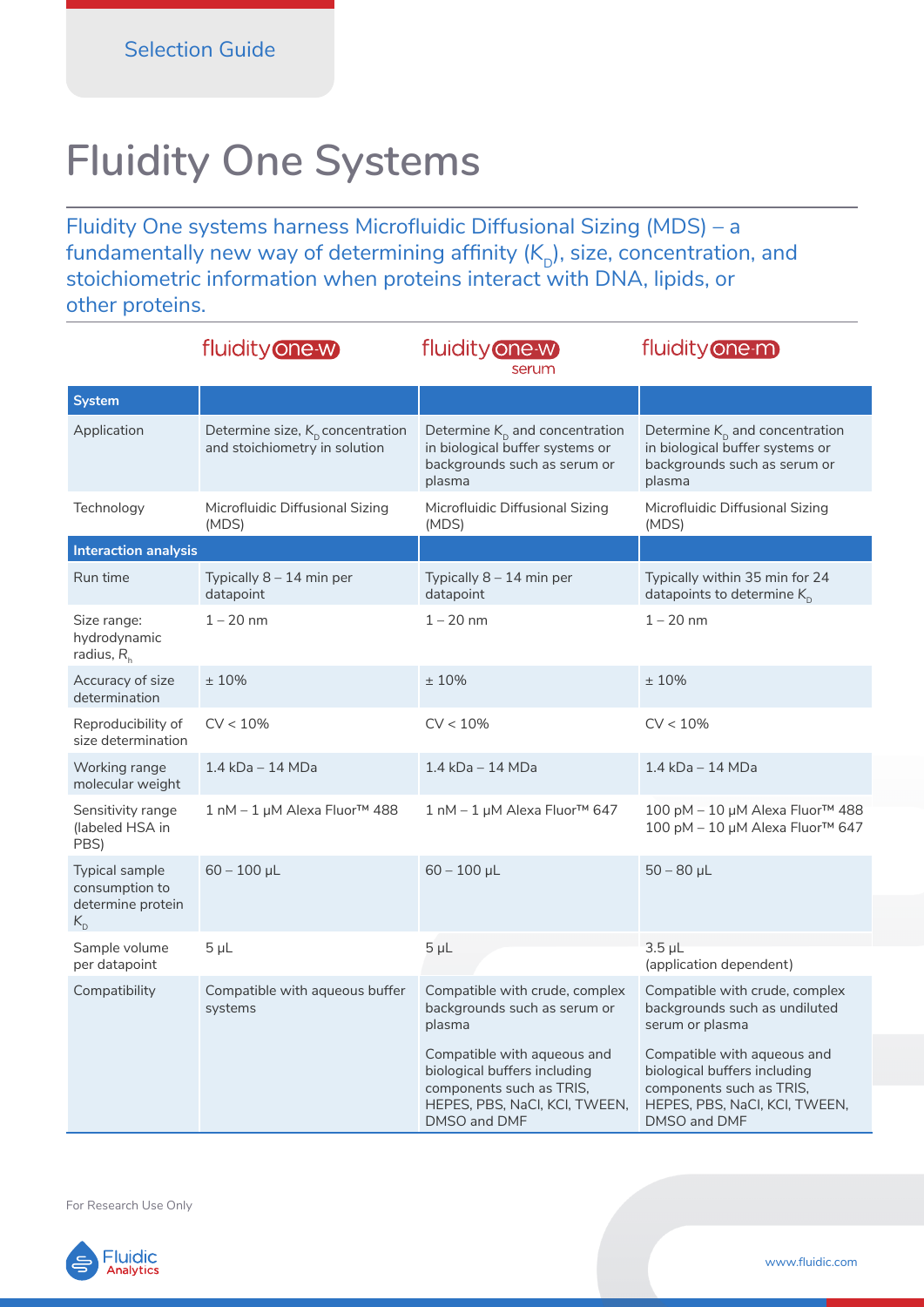Selection Guide

# Fluidity One Systems

Fluidity One systems harness Microfluidic Diffusional Sizing (MDS) – a fundamentally new way of determining affinity ($K_D$), size, concentration, and stoichiometric information when proteins interact with DNA, lipids, or other proteins.

| | fluidity one-w | fluidity one-w serum | fluidity one-m |
|---|---|---|---|
| **System** | | | |
| Application | Determine size, $K_D$ concentration and stoichiometry in solution | Determine $K_D$ and concentration in biological buffer systems or backgrounds such as serum or plasma | Determine $K_D$ and concentration in biological buffer systems or backgrounds such as serum or plasma |
| Technology | Microfluidic Diffusional Sizing (MDS) | Microfluidic Diffusional Sizing (MDS) | Microfluidic Diffusional Sizing (MDS) |
| **Interaction analysis** | | | |
| Run time | Typically 8 – 14 min per datapoint | Typically 8 – 14 min per datapoint | Typically within 35 min for 24 datapoints to determine $K_D$ |
| Size range: hydrodynamic radius, $R_h$ | 1 – 20 nm | 1 – 20 nm | 1 – 20 nm |
| Accuracy of size determination | ± 10% | ± 10% | ± 10% |
| Reproducibility of size determination | CV < 10% | CV < 10% | CV < 10% |
| Working range molecular weight | 1.4 kDa – 14 MDa | 1.4 kDa – 14 MDa | 1.4 kDa – 14 MDa |
| Sensitivity range (labeled HSA in PBS) | 1 nM – 1 μM Alexa Fluor™ 488 | 1 nM – 1 μM Alexa Fluor™ 647 | 100 pM – 10 μM Alexa Fluor™ 488<br>100 pM – 10 μM Alexa Fluor™ 647 |
| Typical sample consumption to determine protein $K_D$ | 60 – 100 μL | 60 – 100 μL | 50 – 80 μL |
| Sample volume per datapoint | 5 μL | 5 μL | 3.5 μL (application dependent) |
| Compatibility | Compatible with aqueous buffer systems | Compatible with crude, complex backgrounds such as serum or plasma<br><br>Compatible with aqueous and biological buffers including components such as TRIS, HEPES, PBS, NaCl, KCl, TWEEN, DMSO and DMF | Compatible with crude, complex backgrounds such as undiluted serum or plasma<br><br>Compatible with aqueous and biological buffers including components such as TRIS, HEPES, PBS, NaCl, KCl, TWEEN, DMSO and DMF |

For Research Use Only

Fluidic Analytics

www.fluidic.com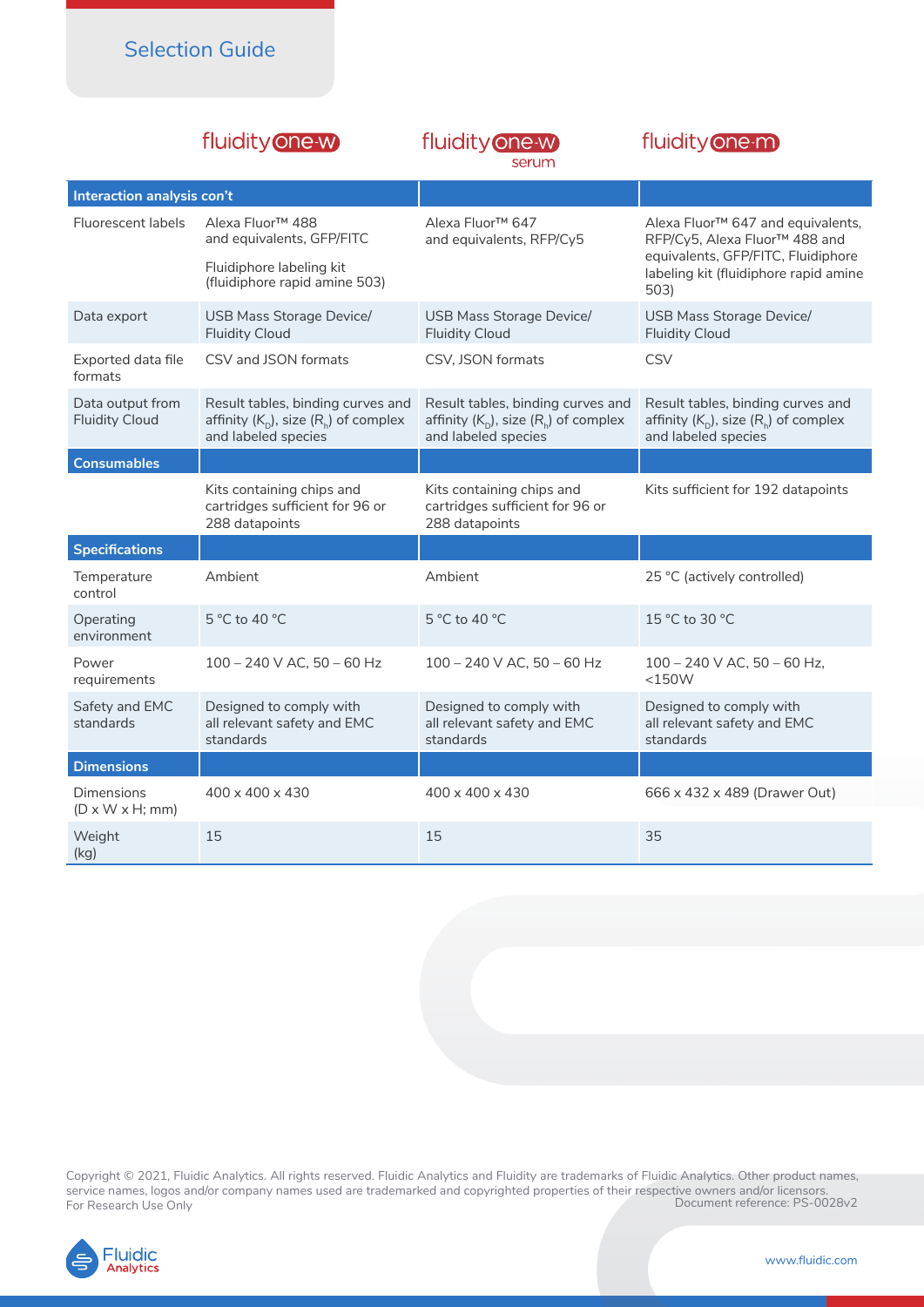## Selection Guide

| | fluidity one-w | fluidity one-w serum | fluidity one-m |
|---|---|---|---|
| **Interaction analysis con't** | | | |
| Fluorescent labels | Alexa Fluor™ 488 and equivalents, GFP/FITC<br>Fluidiphore labeling kit (fluidiphore rapid amine 503) | Alexa Fluor™ 647 and equivalents, RFP/Cy5 | Alexa Fluor™ 647 and equivalents, RFP/Cy5, Alexa Fluor™ 488 and equivalents, GFP/FITC, Fluidiphore labeling kit (fluidiphore rapid amine 503) |
| Data export | USB Mass Storage Device/ Fluidity Cloud | USB Mass Storage Device/ Fluidity Cloud | USB Mass Storage Device/ Fluidity Cloud |
| Exported data file formats | CSV and JSON formats | CSV, JSON formats | CSV |
| Data output from Fluidity Cloud | Result tables, binding curves and affinity ($K_D$), size ($R_h$) of complex and labeled species | Result tables, binding curves and affinity ($K_D$), size ($R_h$) of complex and labeled species | Result tables, binding curves and affinity ($K_D$), size ($R_h$) of complex and labeled species |
| **Consumables** | | | |
| | Kits containing chips and cartridges sufficient for 96 or 288 datapoints | Kits containing chips and cartridges sufficient for 96 or 288 datapoints | Kits sufficient for 192 datapoints |
| **Specifications** | | | |
| Temperature control | Ambient | Ambient | 25 °C (actively controlled) |
| Operating environment | 5 °C to 40 °C | 5 °C to 40 °C | 15 °C to 30 °C |
| Power requirements | 100 – 240 V AC, 50 – 60 Hz | 100 – 240 V AC, 50 – 60 Hz | 100 – 240 V AC, 50 – 60 Hz, <150W |
| Safety and EMC standards | Designed to comply with all relevant safety and EMC standards | Designed to comply with all relevant safety and EMC standards | Designed to comply with all relevant safety and EMC standards |
| **Dimensions** | | | |
| Dimensions (D x W x H; mm) | 400 x 400 x 430 | 400 x 400 x 430 | 666 x 432 x 489 (Drawer Out) |
| Weight (kg) | 15 | 15 | 35 |

Copyright © 2021, Fluidic Analytics. All rights reserved. Fluidic Analytics and Fluidity are trademarks of Fluidic Analytics. Other product names, service names, logos and/or company names used are trademarked and copyrighted properties of their respective owners and/or licensors.
For Research Use Only

Document reference: PS-0028v2

Fluidic Analytics

www.fluidic.com